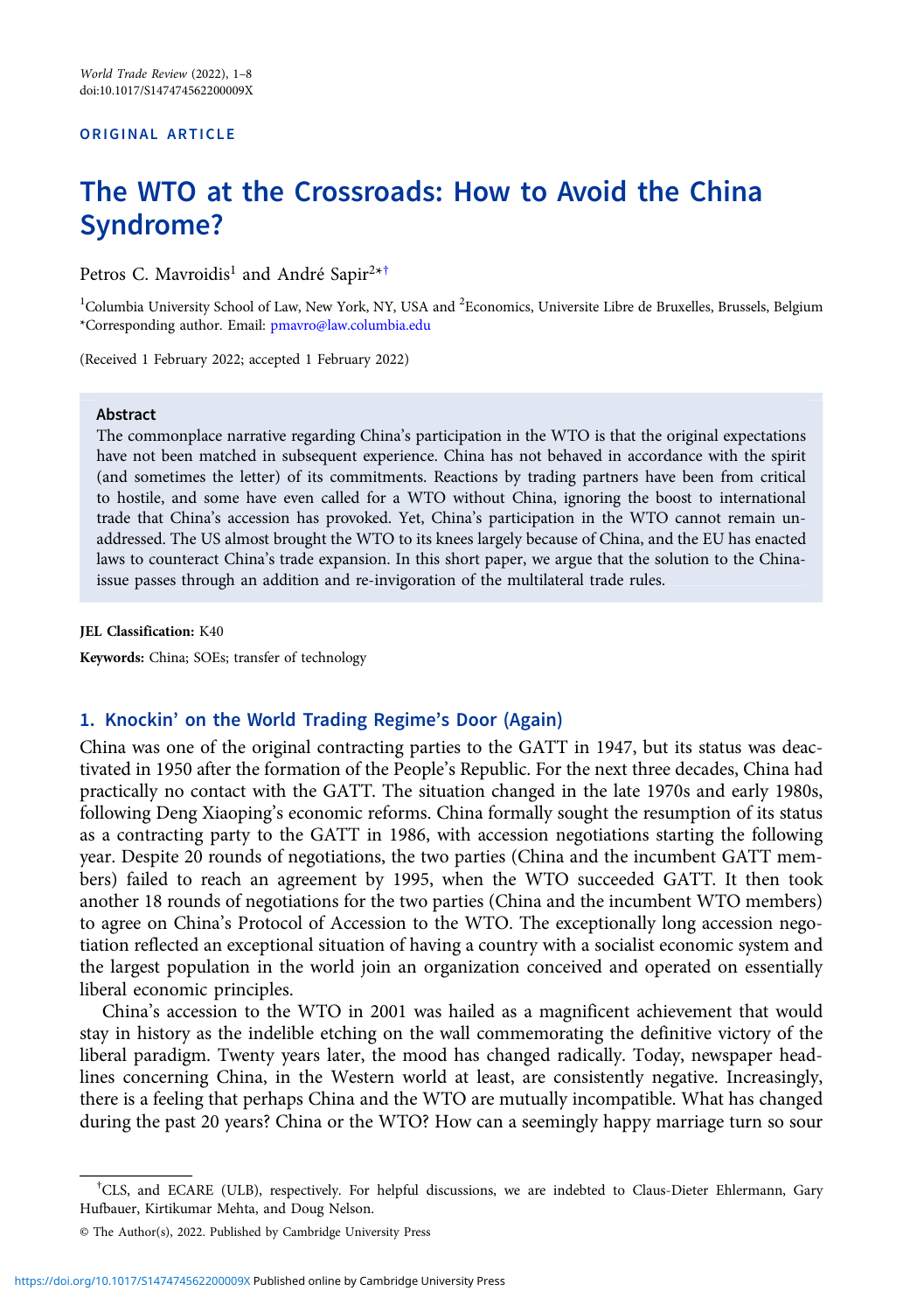ORIGINAL ARTICLE

# The WTO at the Crossroads: How to Avoid the China Syndrome?

Petros C. Mavroidis[1] and André Sapir[2*†]

[1]Columbia University School of Law, New York, NY, USA and [2]Economics, Universite Libre de Bruxelles, Brussels, Belgium
*Corresponding author. Email: pmavro@law.columbia.edu

(Received 1 February 2022; accepted 1 February 2022)

### Abstract

The commonplace narrative regarding China's participation in the WTO is that the original expectations have not been matched in subsequent experience. China has not behaved in accordance with the spirit (and sometimes the letter) of its commitments. Reactions by trading partners have been from critical to hostile, and some have even called for a WTO without China, ignoring the boost to international trade that China's accession has provoked. Yet, China's participation in the WTO cannot remain unaddressed. The US almost brought the WTO to its knees largely because of China, and the EU has enacted laws to counteract China's trade expansion. In this short paper, we argue that the solution to the China-issue passes through an addition and re-invigoration of the multilateral trade rules.

**JEL Classification:** K40

**Keywords:** China; SOEs; transfer of technology

## 1. Knockin' on the World Trading Regime's Door (Again)

China was one of the original contracting parties to the GATT in 1947, but its status was deactivated in 1950 after the formation of the People's Republic. For the next three decades, China had practically no contact with the GATT. The situation changed in the late 1970s and early 1980s, following Deng Xiaoping's economic reforms. China formally sought the resumption of its status as a contracting party to the GATT in 1986, with accession negotiations starting the following year. Despite 20 rounds of negotiations, the two parties (China and the incumbent GATT members) failed to reach an agreement by 1995, when the WTO succeeded GATT. It then took another 18 rounds of negotiations for the two parties (China and the incumbent WTO members) to agree on China's Protocol of Accession to the WTO. The exceptionally long accession negotiation reflected an exceptional situation of having a country with a socialist economic system and the largest population in the world join an organization conceived and operated on essentially liberal economic principles.

China's accession to the WTO in 2001 was hailed as a magnificent achievement that would stay in history as the indelible etching on the wall commemorating the definitive victory of the liberal paradigm. Twenty years later, the mood has changed radically. Today, newspaper headlines concerning China, in the Western world at least, are consistently negative. Increasingly, there is a feeling that perhaps China and the WTO are mutually incompatible. What has changed during the past 20 years? China or the WTO? How can a seemingly happy marriage turn so sour

---

†CLS, and ECARE (ULB), respectively. For helpful discussions, we are indebted to Claus-Dieter Ehlermann, Gary Hufbauer, Kirtikumar Mehta, and Doug Nelson.

© The Author(s), 2022. Published by Cambridge University Press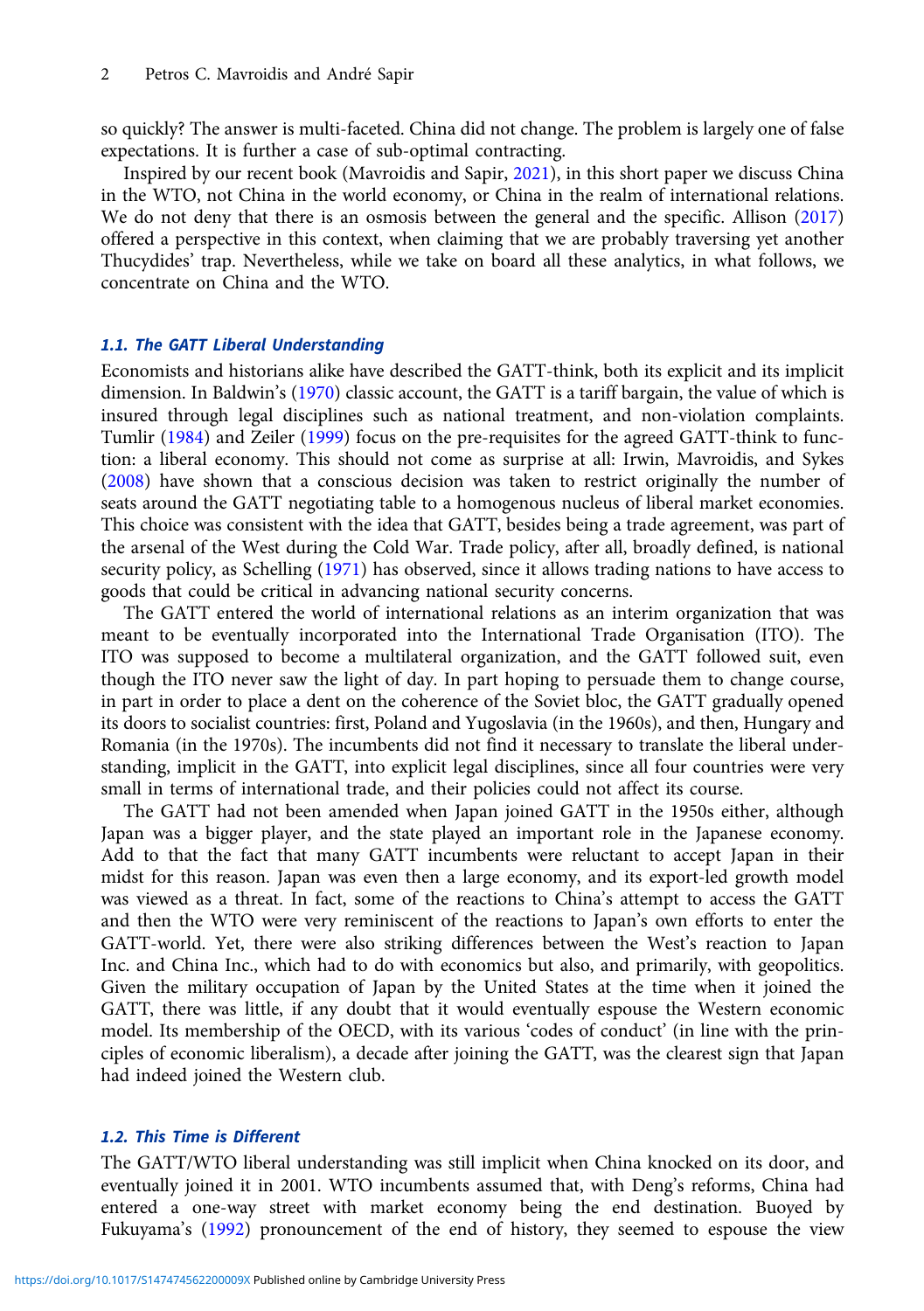so quickly? The answer is multi-faceted. China did not change. The problem is largely one of false expectations. It is further a case of sub-optimal contracting.

Inspired by our recent book (Mavroidis and Sapir, 2021), in this short paper we discuss China in the WTO, not China in the world economy, or China in the realm of international relations. We do not deny that there is an osmosis between the general and the specific. Allison (2017) offered a perspective in this context, when claiming that we are probably traversing yet another Thucydides' trap. Nevertheless, while we take on board all these analytics, in what follows, we concentrate on China and the WTO.

### 1.1. The GATT Liberal Understanding

Economists and historians alike have described the GATT-think, both its explicit and its implicit dimension. In Baldwin's (1970) classic account, the GATT is a tariff bargain, the value of which is insured through legal disciplines such as national treatment, and non-violation complaints. Tumlir (1984) and Zeiler (1999) focus on the pre-requisites for the agreed GATT-think to function: a liberal economy. This should not come as surprise at all: Irwin, Mavroidis, and Sykes (2008) have shown that a conscious decision was taken to restrict originally the number of seats around the GATT negotiating table to a homogenous nucleus of liberal market economies. This choice was consistent with the idea that GATT, besides being a trade agreement, was part of the arsenal of the West during the Cold War. Trade policy, after all, broadly defined, is national security policy, as Schelling (1971) has observed, since it allows trading nations to have access to goods that could be critical in advancing national security concerns.

The GATT entered the world of international relations as an interim organization that was meant to be eventually incorporated into the International Trade Organisation (ITO). The ITO was supposed to become a multilateral organization, and the GATT followed suit, even though the ITO never saw the light of day. In part hoping to persuade them to change course, in part in order to place a dent on the coherence of the Soviet bloc, the GATT gradually opened its doors to socialist countries: first, Poland and Yugoslavia (in the 1960s), and then, Hungary and Romania (in the 1970s). The incumbents did not find it necessary to translate the liberal understanding, implicit in the GATT, into explicit legal disciplines, since all four countries were very small in terms of international trade, and their policies could not affect its course.

The GATT had not been amended when Japan joined GATT in the 1950s either, although Japan was a bigger player, and the state played an important role in the Japanese economy. Add to that the fact that many GATT incumbents were reluctant to accept Japan in their midst for this reason. Japan was even then a large economy, and its export-led growth model was viewed as a threat. In fact, some of the reactions to China's attempt to access the GATT and then the WTO were very reminiscent of the reactions to Japan's own efforts to enter the GATT-world. Yet, there were also striking differences between the West's reaction to Japan Inc. and China Inc., which had to do with economics but also, and primarily, with geopolitics. Given the military occupation of Japan by the United States at the time when it joined the GATT, there was little, if any doubt that it would eventually espouse the Western economic model. Its membership of the OECD, with its various 'codes of conduct' (in line with the principles of economic liberalism), a decade after joining the GATT, was the clearest sign that Japan had indeed joined the Western club.

### 1.2. This Time is Different

The GATT/WTO liberal understanding was still implicit when China knocked on its door, and eventually joined it in 2001. WTO incumbents assumed that, with Deng's reforms, China had entered a one-way street with market economy being the end destination. Buoyed by Fukuyama's (1992) pronouncement of the end of history, they seemed to espouse the view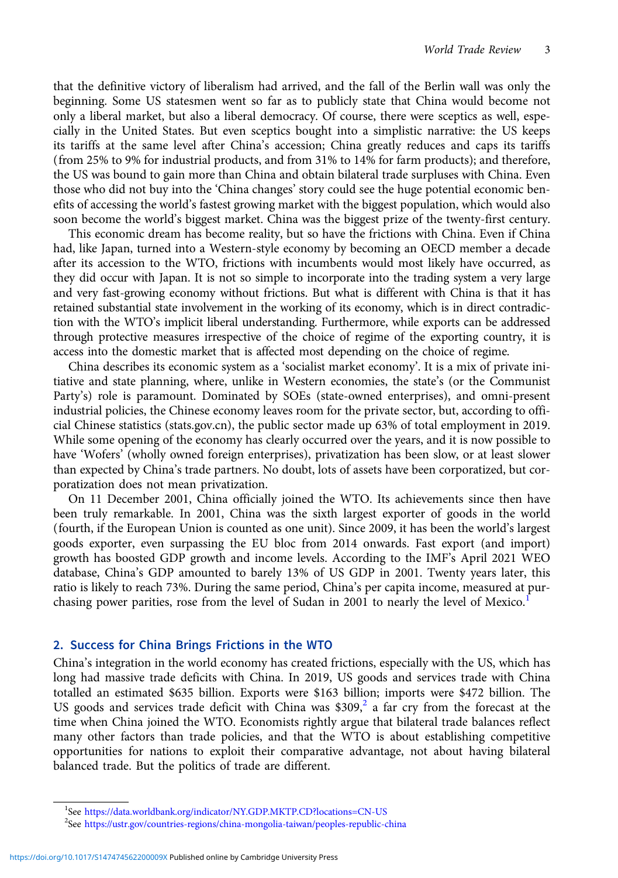that the definitive victory of liberalism had arrived, and the fall of the Berlin wall was only the beginning. Some US statesmen went so far as to publicly state that China would become not only a liberal market, but also a liberal democracy. Of course, there were sceptics as well, especially in the United States. But even sceptics bought into a simplistic narrative: the US keeps its tariffs at the same level after China's accession; China greatly reduces and caps its tariffs (from 25% to 9% for industrial products, and from 31% to 14% for farm products); and therefore, the US was bound to gain more than China and obtain bilateral trade surpluses with China. Even those who did not buy into the 'China changes' story could see the huge potential economic benefits of accessing the world's fastest growing market with the biggest population, which would also soon become the world's biggest market. China was the biggest prize of the twenty-first century.

This economic dream has become reality, but so have the frictions with China. Even if China had, like Japan, turned into a Western-style economy by becoming an OECD member a decade after its accession to the WTO, frictions with incumbents would most likely have occurred, as they did occur with Japan. It is not so simple to incorporate into the trading system a very large and very fast-growing economy without frictions. But what is different with China is that it has retained substantial state involvement in the working of its economy, which is in direct contradiction with the WTO's implicit liberal understanding. Furthermore, while exports can be addressed through protective measures irrespective of the choice of regime of the exporting country, it is access into the domestic market that is affected most depending on the choice of regime.

China describes its economic system as a 'socialist market economy'. It is a mix of private initiative and state planning, where, unlike in Western economies, the state's (or the Communist Party's) role is paramount. Dominated by SOEs (state-owned enterprises), and omni-present industrial policies, the Chinese economy leaves room for the private sector, but, according to official Chinese statistics (stats.gov.cn), the public sector made up 63% of total employment in 2019. While some opening of the economy has clearly occurred over the years, and it is now possible to have 'Wofers' (wholly owned foreign enterprises), privatization has been slow, or at least slower than expected by China's trade partners. No doubt, lots of assets have been corporatized, but corporatization does not mean privatization.

On 11 December 2001, China officially joined the WTO. Its achievements since then have been truly remarkable. In 2001, China was the sixth largest exporter of goods in the world (fourth, if the European Union is counted as one unit). Since 2009, it has been the world's largest goods exporter, even surpassing the EU bloc from 2014 onwards. Fast export (and import) growth has boosted GDP growth and income levels. According to the IMF's April 2021 WEO database, China's GDP amounted to barely 13% of US GDP in 2001. Twenty years later, this ratio is likely to reach 73%. During the same period, China's per capita income, measured at purchasing power parities, rose from the level of Sudan in 2001 to nearly the level of Mexico.[1]

## 2. Success for China Brings Frictions in the WTO

China's integration in the world economy has created frictions, especially with the US, which has long had massive trade deficits with China. In 2019, US goods and services trade with China totalled an estimated $635 billion. Exports were $163 billion; imports were $472 billion. The US goods and services trade deficit with China was $309,[2] a far cry from the forecast at the time when China joined the WTO. Economists rightly argue that bilateral trade balances reflect many other factors than trade policies, and that the WTO is about establishing competitive opportunities for nations to exploit their comparative advantage, not about having bilateral balanced trade. But the politics of trade are different.

[1]See https://data.worldbank.org/indicator/NY.GDP.MKTP.CD?locations=CN-US

[2]See https://ustr.gov/countries-regions/china-mongolia-taiwan/peoples-republic-china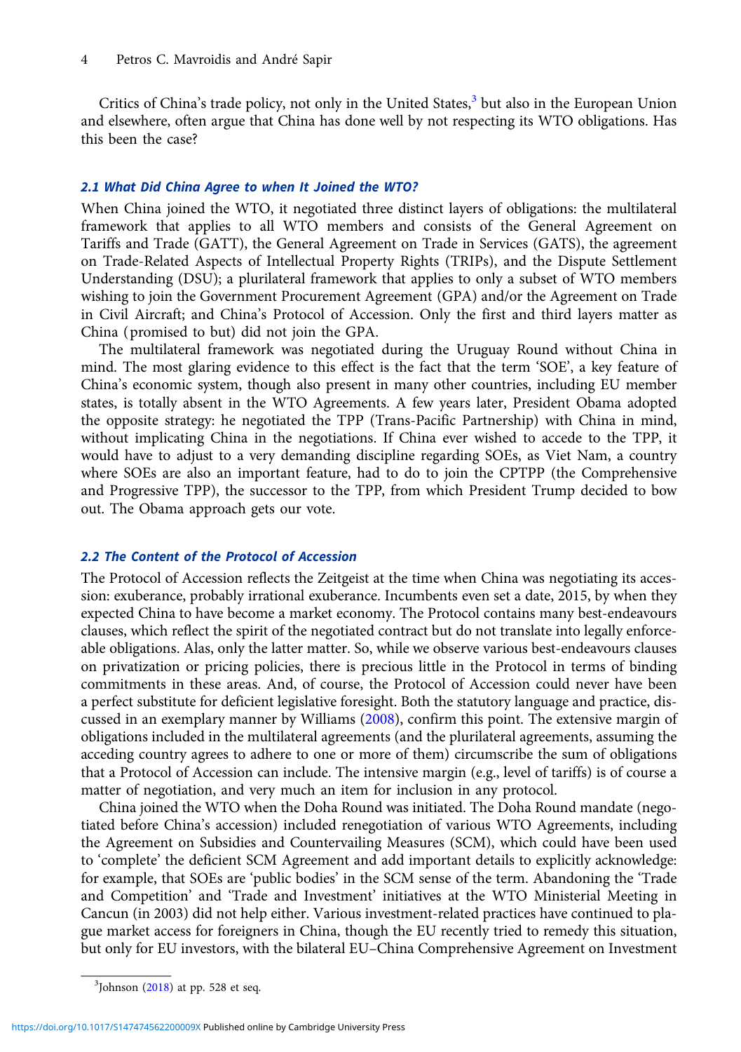Critics of China's trade policy, not only in the United States,[3] but also in the European Union and elsewhere, often argue that China has done well by not respecting its WTO obligations. Has this been the case?

### *2.1 What Did China Agree to when It Joined the WTO?*

When China joined the WTO, it negotiated three distinct layers of obligations: the multilateral framework that applies to all WTO members and consists of the General Agreement on Tariffs and Trade (GATT), the General Agreement on Trade in Services (GATS), the agreement on Trade-Related Aspects of Intellectual Property Rights (TRIPs), and the Dispute Settlement Understanding (DSU); a plurilateral framework that applies to only a subset of WTO members wishing to join the Government Procurement Agreement (GPA) and/or the Agreement on Trade in Civil Aircraft; and China's Protocol of Accession. Only the first and third layers matter as China (promised to but) did not join the GPA.

The multilateral framework was negotiated during the Uruguay Round without China in mind. The most glaring evidence to this effect is the fact that the term 'SOE', a key feature of China's economic system, though also present in many other countries, including EU member states, is totally absent in the WTO Agreements. A few years later, President Obama adopted the opposite strategy: he negotiated the TPP (Trans-Pacific Partnership) with China in mind, without implicating China in the negotiations. If China ever wished to accede to the TPP, it would have to adjust to a very demanding discipline regarding SOEs, as Viet Nam, a country where SOEs are also an important feature, had to do to join the CPTPP (the Comprehensive and Progressive TPP), the successor to the TPP, from which President Trump decided to bow out. The Obama approach gets our vote.

### *2.2 The Content of the Protocol of Accession*

The Protocol of Accession reflects the Zeitgeist at the time when China was negotiating its accession: exuberance, probably irrational exuberance. Incumbents even set a date, 2015, by when they expected China to have become a market economy. The Protocol contains many best-endeavours clauses, which reflect the spirit of the negotiated contract but do not translate into legally enforceable obligations. Alas, only the latter matter. So, while we observe various best-endeavours clauses on privatization or pricing policies, there is precious little in the Protocol in terms of binding commitments in these areas. And, of course, the Protocol of Accession could never have been a perfect substitute for deficient legislative foresight. Both the statutory language and practice, discussed in an exemplary manner by Williams (2008), confirm this point. The extensive margin of obligations included in the multilateral agreements (and the plurilateral agreements, assuming the acceding country agrees to adhere to one or more of them) circumscribe the sum of obligations that a Protocol of Accession can include. The intensive margin (e.g., level of tariffs) is of course a matter of negotiation, and very much an item for inclusion in any protocol.

China joined the WTO when the Doha Round was initiated. The Doha Round mandate (negotiated before China's accession) included renegotiation of various WTO Agreements, including the Agreement on Subsidies and Countervailing Measures (SCM), which could have been used to 'complete' the deficient SCM Agreement and add important details to explicitly acknowledge: for example, that SOEs are 'public bodies' in the SCM sense of the term. Abandoning the 'Trade and Competition' and 'Trade and Investment' initiatives at the WTO Ministerial Meeting in Cancun (in 2003) did not help either. Various investment-related practices have continued to plague market access for foreigners in China, though the EU recently tried to remedy this situation, but only for EU investors, with the bilateral EU–China Comprehensive Agreement on Investment

[3] Johnson (2018) at pp. 528 et seq.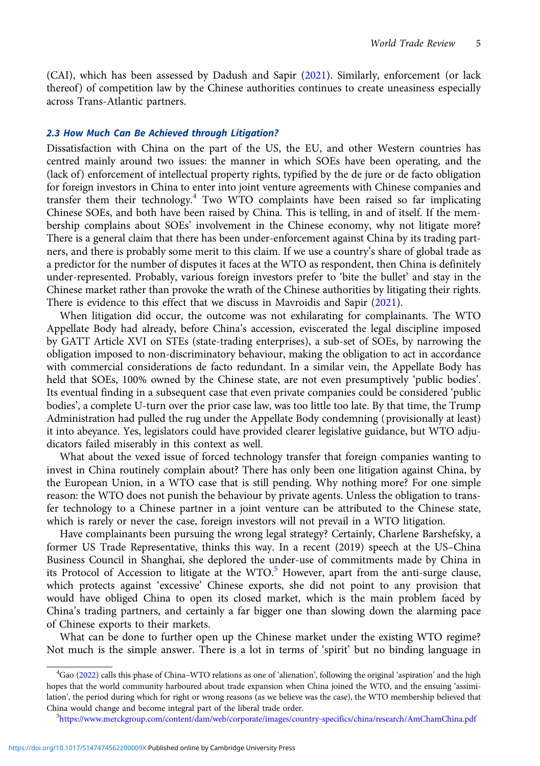(CAI), which has been assessed by Dadush and Sapir (2021). Similarly, enforcement (or lack thereof) of competition law by the Chinese authorities continues to create uneasiness especially across Trans-Atlantic partners.

### 2.3 How Much Can Be Achieved through Litigation?

Dissatisfaction with China on the part of the US, the EU, and other Western countries has centred mainly around two issues: the manner in which SOEs have been operating, and the (lack of) enforcement of intellectual property rights, typified by the de jure or de facto obligation for foreign investors in China to enter into joint venture agreements with Chinese companies and transfer them their technology.[4] Two WTO complaints have been raised so far implicating Chinese SOEs, and both have been raised by China. This is telling, in and of itself. If the membership complains about SOEs' involvement in the Chinese economy, why not litigate more? There is a general claim that there has been under-enforcement against China by its trading partners, and there is probably some merit to this claim. If we use a country's share of global trade as a predictor for the number of disputes it faces at the WTO as respondent, then China is definitely under-represented. Probably, various foreign investors prefer to 'bite the bullet' and stay in the Chinese market rather than provoke the wrath of the Chinese authorities by litigating their rights. There is evidence to this effect that we discuss in Mavroidis and Sapir (2021).

When litigation did occur, the outcome was not exhilarating for complainants. The WTO Appellate Body had already, before China's accession, eviscerated the legal discipline imposed by GATT Article XVI on STEs (state-trading enterprises), a sub-set of SOEs, by narrowing the obligation imposed to non-discriminatory behaviour, making the obligation to act in accordance with commercial considerations de facto redundant. In a similar vein, the Appellate Body has held that SOEs, 100% owned by the Chinese state, are not even presumptively 'public bodies'. Its eventual finding in a subsequent case that even private companies could be considered 'public bodies', a complete U-turn over the prior case law, was too little too late. By that time, the Trump Administration had pulled the rug under the Appellate Body condemning (provisionally at least) it into abeyance. Yes, legislators could have provided clearer legislative guidance, but WTO adjudicators failed miserably in this context as well.

What about the vexed issue of forced technology transfer that foreign companies wanting to invest in China routinely complain about? There has only been one litigation against China, by the European Union, in a WTO case that is still pending. Why nothing more? For one simple reason: the WTO does not punish the behaviour by private agents. Unless the obligation to transfer technology to a Chinese partner in a joint venture can be attributed to the Chinese state, which is rarely or never the case, foreign investors will not prevail in a WTO litigation.

Have complainants been pursuing the wrong legal strategy? Certainly, Charlene Barshefsky, a former US Trade Representative, thinks this way. In a recent (2019) speech at the US–China Business Council in Shanghai, she deplored the under-use of commitments made by China in its Protocol of Accession to litigate at the WTO.[5] However, apart from the anti-surge clause, which protects against 'excessive' Chinese exports, she did not point to any provision that would have obliged China to open its closed market, which is the main problem faced by China's trading partners, and certainly a far bigger one than slowing down the alarming pace of Chinese exports to their markets.

What can be done to further open up the Chinese market under the existing WTO regime? Not much is the simple answer. There is a lot in terms of 'spirit' but no binding language in

---

[4] Gao (2022) calls this phase of China–WTO relations as one of 'alienation', following the original 'aspiration' and the high hopes that the world community harboured about trade expansion when China joined the WTO, and the ensuing 'assimilation', the period during which for right or wrong reasons (as we believe was the case), the WTO membership believed that China would change and become integral part of the liberal trade order.

[5] https://www.merckgroup.com/content/dam/web/corporate/images/country-specifics/china/research/AmChamChina.pdf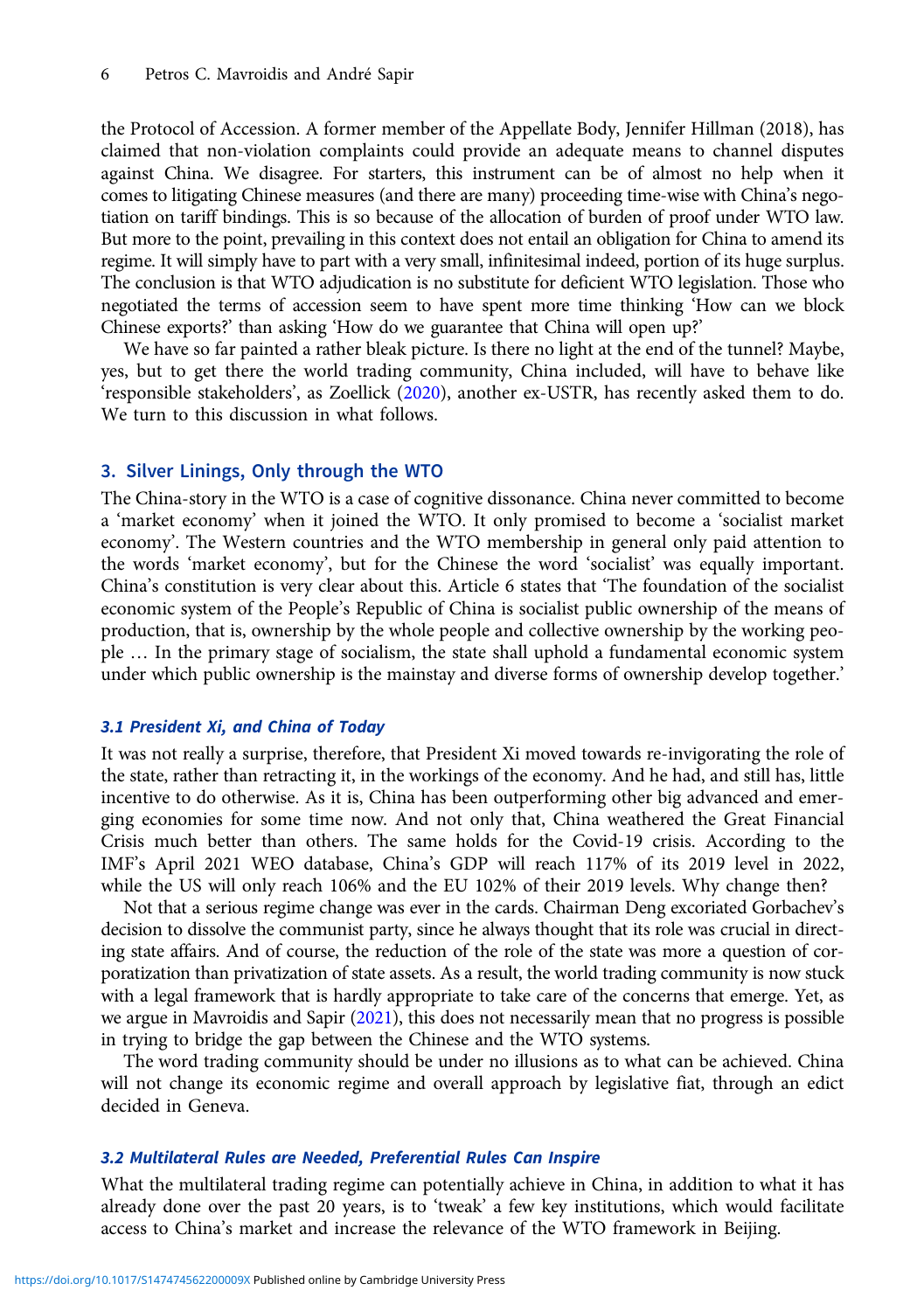the Protocol of Accession. A former member of the Appellate Body, Jennifer Hillman (2018), has claimed that non-violation complaints could provide an adequate means to channel disputes against China. We disagree. For starters, this instrument can be of almost no help when it comes to litigating Chinese measures (and there are many) proceeding time-wise with China's negotiation on tariff bindings. This is so because of the allocation of burden of proof under WTO law. But more to the point, prevailing in this context does not entail an obligation for China to amend its regime. It will simply have to part with a very small, infinitesimal indeed, portion of its huge surplus. The conclusion is that WTO adjudication is no substitute for deficient WTO legislation. Those who negotiated the terms of accession seem to have spent more time thinking 'How can we block Chinese exports?' than asking 'How do we guarantee that China will open up?'

We have so far painted a rather bleak picture. Is there no light at the end of the tunnel? Maybe, yes, but to get there the world trading community, China included, will have to behave like 'responsible stakeholders', as Zoellick (2020), another ex-USTR, has recently asked them to do. We turn to this discussion in what follows.

## 3. Silver Linings, Only through the WTO

The China-story in the WTO is a case of cognitive dissonance. China never committed to become a 'market economy' when it joined the WTO. It only promised to become a 'socialist market economy'. The Western countries and the WTO membership in general only paid attention to the words 'market economy', but for the Chinese the word 'socialist' was equally important. China's constitution is very clear about this. Article 6 states that 'The foundation of the socialist economic system of the People's Republic of China is socialist public ownership of the means of production, that is, ownership by the whole people and collective ownership by the working people … In the primary stage of socialism, the state shall uphold a fundamental economic system under which public ownership is the mainstay and diverse forms of ownership develop together.'

### *3.1 President Xi, and China of Today*

It was not really a surprise, therefore, that President Xi moved towards re-invigorating the role of the state, rather than retracting it, in the workings of the economy. And he had, and still has, little incentive to do otherwise. As it is, China has been outperforming other big advanced and emerging economies for some time now. And not only that, China weathered the Great Financial Crisis much better than others. The same holds for the Covid-19 crisis. According to the IMF's April 2021 WEO database, China's GDP will reach 117% of its 2019 level in 2022, while the US will only reach 106% and the EU 102% of their 2019 levels. Why change then?

Not that a serious regime change was ever in the cards. Chairman Deng excoriated Gorbachev's decision to dissolve the communist party, since he always thought that its role was crucial in directing state affairs. And of course, the reduction of the role of the state was more a question of corporatization than privatization of state assets. As a result, the world trading community is now stuck with a legal framework that is hardly appropriate to take care of the concerns that emerge. Yet, as we argue in Mavroidis and Sapir (2021), this does not necessarily mean that no progress is possible in trying to bridge the gap between the Chinese and the WTO systems.

The word trading community should be under no illusions as to what can be achieved. China will not change its economic regime and overall approach by legislative fiat, through an edict decided in Geneva.

### *3.2 Multilateral Rules are Needed, Preferential Rules Can Inspire*

What the multilateral trading regime can potentially achieve in China, in addition to what it has already done over the past 20 years, is to 'tweak' a few key institutions, which would facilitate access to China's market and increase the relevance of the WTO framework in Beijing.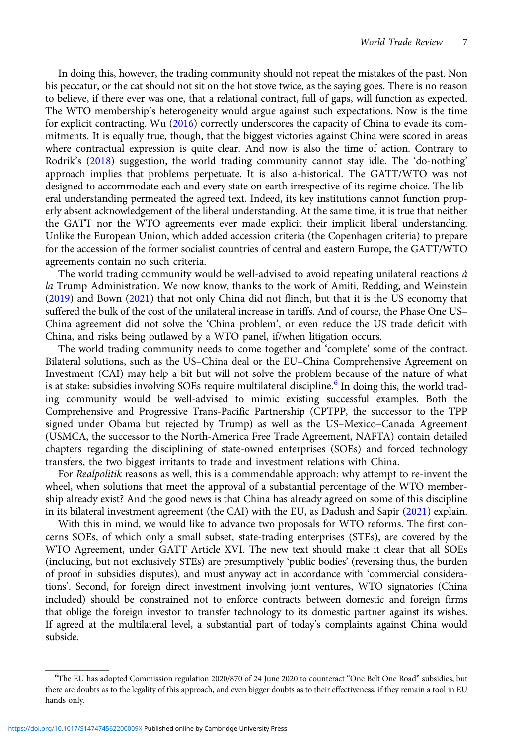In doing this, however, the trading community should not repeat the mistakes of the past. Non bis peccatur, or the cat should not sit on the hot stove twice, as the saying goes. There is no reason to believe, if there ever was one, that a relational contract, full of gaps, will function as expected. The WTO membership's heterogeneity would argue against such expectations. Now is the time for explicit contracting. Wu (2016) correctly underscores the capacity of China to evade its commitments. It is equally true, though, that the biggest victories against China were scored in areas where contractual expression is quite clear. And now is also the time of action. Contrary to Rodrik's (2018) suggestion, the world trading community cannot stay idle. The 'do-nothing' approach implies that problems perpetuate. It is also a-historical. The GATT/WTO was not designed to accommodate each and every state on earth irrespective of its regime choice. The liberal understanding permeated the agreed text. Indeed, its key institutions cannot function properly absent acknowledgement of the liberal understanding. At the same time, it is true that neither the GATT nor the WTO agreements ever made explicit their implicit liberal understanding. Unlike the European Union, which added accession criteria (the Copenhagen criteria) to prepare for the accession of the former socialist countries of central and eastern Europe, the GATT/WTO agreements contain no such criteria.

The world trading community would be well-advised to avoid repeating unilateral reactions *à la* Trump Administration. We now know, thanks to the work of Amiti, Redding, and Weinstein (2019) and Bown (2021) that not only China did not flinch, but that it is the US economy that suffered the bulk of the cost of the unilateral increase in tariffs. And of course, the Phase One US–China agreement did not solve the 'China problem', or even reduce the US trade deficit with China, and risks being outlawed by a WTO panel, if/when litigation occurs.

The world trading community needs to come together and 'complete' some of the contract. Bilateral solutions, such as the US–China deal or the EU–China Comprehensive Agreement on Investment (CAI) may help a bit but will not solve the problem because of the nature of what is at stake: subsidies involving SOEs require multilateral discipline.[6] In doing this, the world trading community would be well-advised to mimic existing successful examples. Both the Comprehensive and Progressive Trans-Pacific Partnership (CPTPP, the successor to the TPP signed under Obama but rejected by Trump) as well as the US–Mexico–Canada Agreement (USMCA, the successor to the North-America Free Trade Agreement, NAFTA) contain detailed chapters regarding the disciplining of state-owned enterprises (SOEs) and forced technology transfers, the two biggest irritants to trade and investment relations with China.

For *Realpolitik* reasons as well, this is a commendable approach: why attempt to re-invent the wheel, when solutions that meet the approval of a substantial percentage of the WTO membership already exist? And the good news is that China has already agreed on some of this discipline in its bilateral investment agreement (the CAI) with the EU, as Dadush and Sapir (2021) explain.

With this in mind, we would like to advance two proposals for WTO reforms. The first concerns SOEs, of which only a small subset, state-trading enterprises (STEs), are covered by the WTO Agreement, under GATT Article XVI. The new text should make it clear that all SOEs (including, but not exclusively STEs) are presumptively 'public bodies' (reversing thus, the burden of proof in subsidies disputes), and must anyway act in accordance with 'commercial considerations'. Second, for foreign direct investment involving joint ventures, WTO signatories (China included) should be constrained not to enforce contracts between domestic and foreign firms that oblige the foreign investor to transfer technology to its domestic partner against its wishes. If agreed at the multilateral level, a substantial part of today's complaints against China would subside.

[6]The EU has adopted Commission regulation 2020/870 of 24 June 2020 to counteract "One Belt One Road" subsidies, but there are doubts as to the legality of this approach, and even bigger doubts as to their effectiveness, if they remain a tool in EU hands only.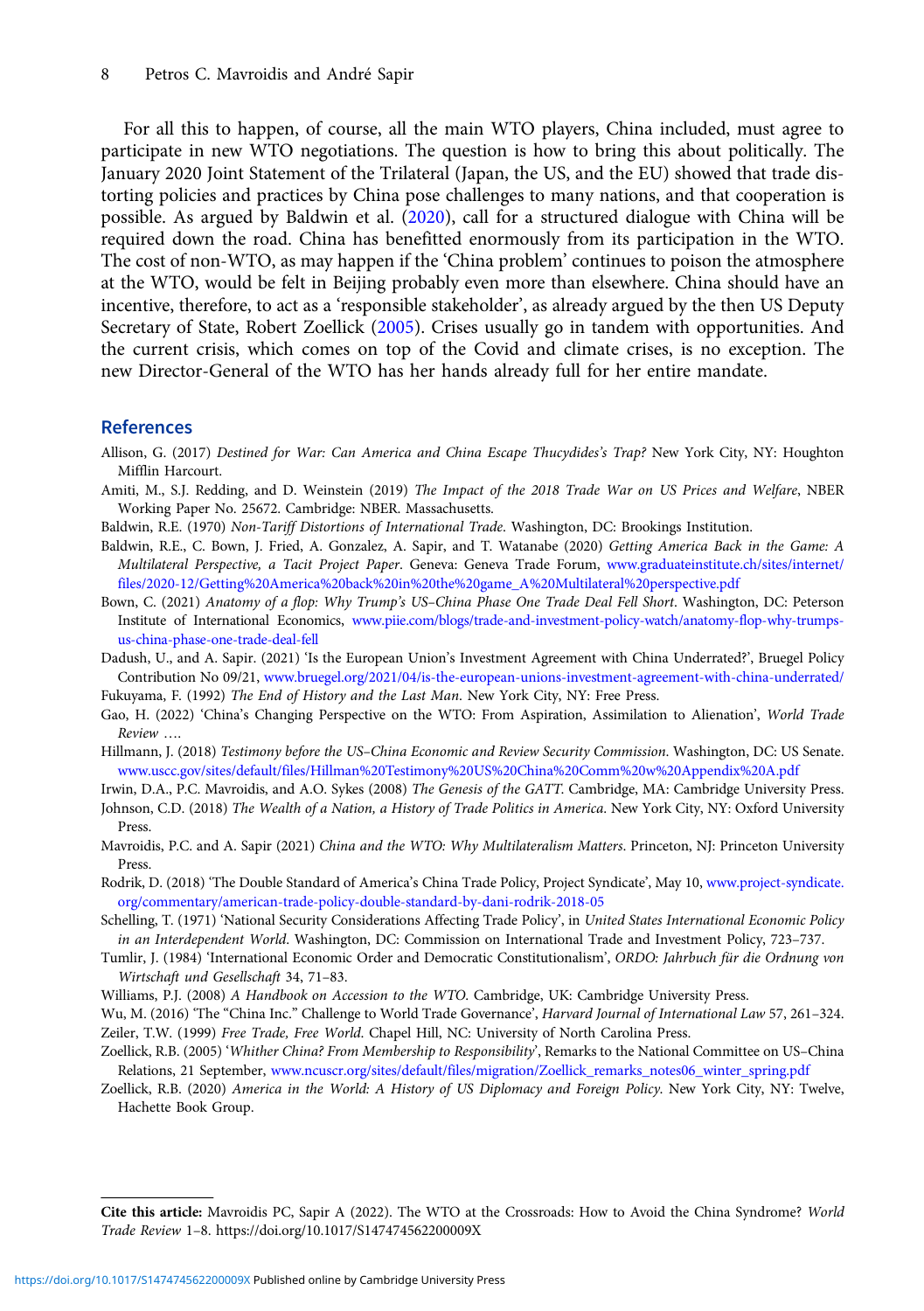For all this to happen, of course, all the main WTO players, China included, must agree to participate in new WTO negotiations. The question is how to bring this about politically. The January 2020 Joint Statement of the Trilateral (Japan, the US, and the EU) showed that trade distorting policies and practices by China pose challenges to many nations, and that cooperation is possible. As argued by Baldwin et al. (2020), call for a structured dialogue with China will be required down the road. China has benefitted enormously from its participation in the WTO. The cost of non-WTO, as may happen if the 'China problem' continues to poison the atmosphere at the WTO, would be felt in Beijing probably even more than elsewhere. China should have an incentive, therefore, to act as a 'responsible stakeholder', as already argued by the then US Deputy Secretary of State, Robert Zoellick (2005). Crises usually go in tandem with opportunities. And the current crisis, which comes on top of the Covid and climate crises, is no exception. The new Director-General of the WTO has her hands already full for her entire mandate.

## References

Allison, G. (2017) *Destined for War: Can America and China Escape Thucydides's Trap?* New York City, NY: Houghton Mifflin Harcourt.

Amiti, M., S.J. Redding, and D. Weinstein (2019) *The Impact of the 2018 Trade War on US Prices and Welfare*, NBER Working Paper No. 25672. Cambridge: NBER. Massachusetts.

Baldwin, R.E. (1970) *Non-Tariff Distortions of International Trade*. Washington, DC: Brookings Institution.

Baldwin, R.E., C. Bown, J. Fried, A. Gonzalez, A. Sapir, and T. Watanabe (2020) *Getting America Back in the Game: A Multilateral Perspective, a Tacit Project Paper*. Geneva: Geneva Trade Forum, www.graduateinstitute.ch/sites/internet/files/2020-12/Getting%20America%20back%20in%20the%20game_A%20Multilateral%20perspective.pdf

Bown, C. (2021) *Anatomy of a flop: Why Trump's US–China Phase One Trade Deal Fell Short*. Washington, DC: Peterson Institute of International Economics, www.piie.com/blogs/trade-and-investment-policy-watch/anatomy-flop-why-trumps-us-china-phase-one-trade-deal-fell

Dadush, U., and A. Sapir. (2021) 'Is the European Union's Investment Agreement with China Underrated?', Bruegel Policy Contribution No 09/21, www.bruegel.org/2021/04/is-the-european-unions-investment-agreement-with-china-underrated/

Fukuyama, F. (1992) *The End of History and the Last Man*. New York City, NY: Free Press.

Gao, H. (2022) 'China's Changing Perspective on the WTO: From Aspiration, Assimilation to Alienation', *World Trade Review* ….

Hillmann, J. (2018) *Testimony before the US–China Economic and Review Security Commission*. Washington, DC: US Senate. www.uscc.gov/sites/default/files/Hillman%20Testimony%20US%20China%20Comm%20w%20Appendix%20A.pdf

Irwin, D.A., P.C. Mavroidis, and A.O. Sykes (2008) *The Genesis of the GATT*. Cambridge, MA: Cambridge University Press.

Johnson, C.D. (2018) *The Wealth of a Nation, a History of Trade Politics in America*. New York City, NY: Oxford University Press.

Mavroidis, P.C. and A. Sapir (2021) *China and the WTO: Why Multilateralism Matters*. Princeton, NJ: Princeton University Press.

Rodrik, D. (2018) 'The Double Standard of America's China Trade Policy, Project Syndicate', May 10, www.project-syndicate.org/commentary/american-trade-policy-double-standard-by-dani-rodrik-2018-05

Schelling, T. (1971) 'National Security Considerations Affecting Trade Policy', in *United States International Economic Policy in an Interdependent World*. Washington, DC: Commission on International Trade and Investment Policy, 723–737.

Tumlir, J. (1984) 'International Economic Order and Democratic Constitutionalism', *ORDO: Jahrbuch für die Ordnung von Wirtschaft und Gesellschaft* 34, 71–83.

Williams, P.J. (2008) *A Handbook on Accession to the WTO*. Cambridge, UK: Cambridge University Press.

Wu, M. (2016) 'The "China Inc." Challenge to World Trade Governance', *Harvard Journal of International Law* 57, 261–324.

Zeiler, T.W. (1999) *Free Trade, Free World*. Chapel Hill, NC: University of North Carolina Press.

Zoellick, R.B. (2005) '*Whither China? From Membership to Responsibility*', Remarks to the National Committee on US–China Relations, 21 September, www.ncuscr.org/sites/default/files/migration/Zoellick_remarks_notes06_winter_spring.pdf

Zoellick, R.B. (2020) *America in the World: A History of US Diplomacy and Foreign Policy*. New York City, NY: Twelve, Hachette Book Group.

---

**Cite this article:** Mavroidis PC, Sapir A (2022). The WTO at the Crossroads: How to Avoid the China Syndrome? *World Trade Review* 1–8. https://doi.org/10.1017/S147474562200009X